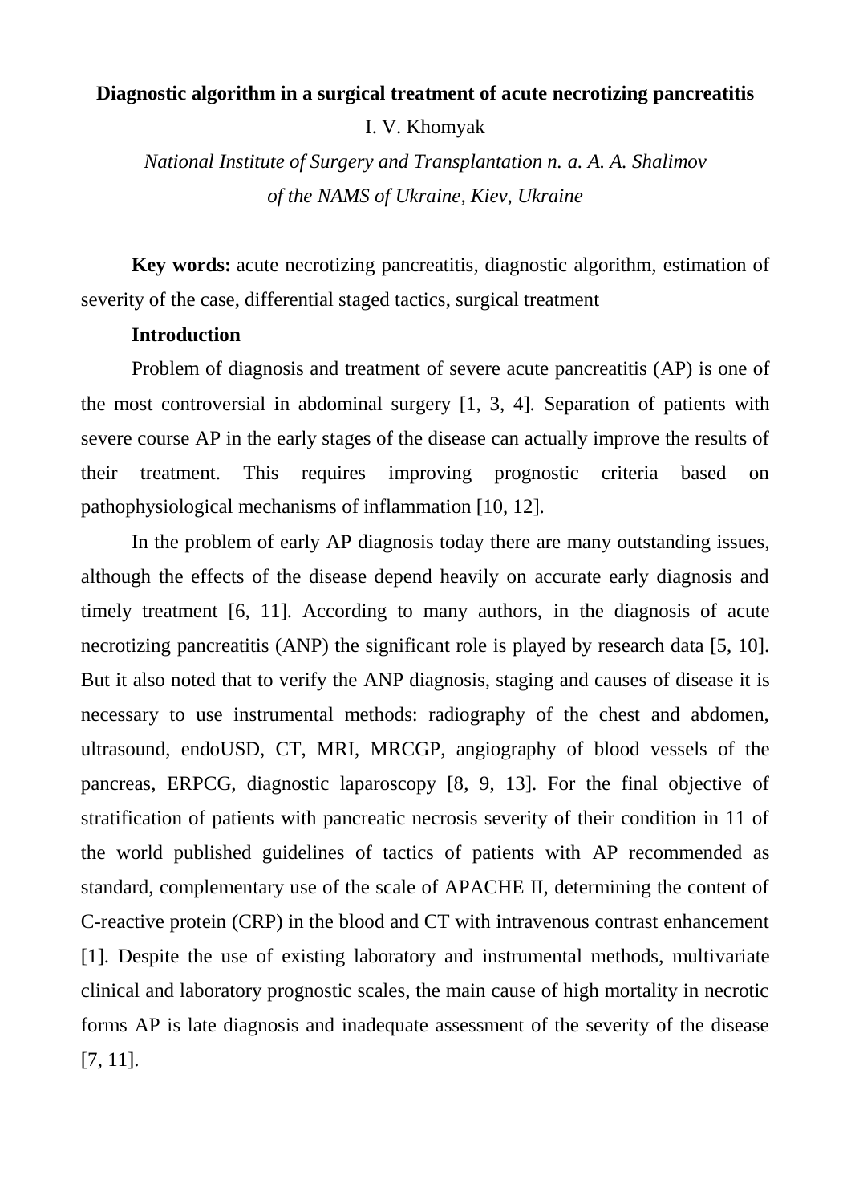# Diagnostic algorithm in a surgical treatment of acute necrotizing pancreatitis

I. V. Khomyak

*National Institute of Surgery and Transplantation n. a. A. A. Shalimov of the NAMS of Ukraine, Kiev, Ukraine*

**Key words:** acute necrotizing pancreatitis, diagnostic algorithm, estimation of severity of the case, differential staged tactics, surgical treatment

## Introduction

Problem of diagnosis and treatment of severe acute pancreatitis (AP) is one of the most controversial in abdominal surgery [1, 3, 4]. Separation of patients with severe course AP in the early stages of the disease can actually improve the results of their treatment. This requires improving prognostic criteria based on pathophysiological mechanisms of inflammation [10, 12].

In the problem of early AP diagnosis today there are many outstanding issues, although the effects of the disease depend heavily on accurate early diagnosis and timely treatment [6, 11]. According to many authors, in the diagnosis of acute necrotizing pancreatitis (ANP) the significant role is played by research data [5, 10]. But it also noted that to verify the ANP diagnosis, staging and causes of disease it is necessary to use instrumental methods: radiography of the chest and abdomen, ultrasound, endoUSD, CT, MRI, MRCGP, angiography of blood vessels of the pancreas, ERPCG, diagnostic laparoscopy [8, 9, 13]. For the final objective of stratification of patients with pancreatic necrosis severity of their condition in 11 of the world published guidelines of tactics of patients with AP recommended as standard, complementary use of the scale of APACHE II, determining the content of C-reactive protein (CRP) in the blood and CT with intravenous contrast enhancement [1]. Despite the use of existing laboratory and instrumental methods, multivariate clinical and laboratory prognostic scales, the main cause of high mortality in necrotic forms AP is late diagnosis and inadequate assessment of the severity of the disease [7, 11].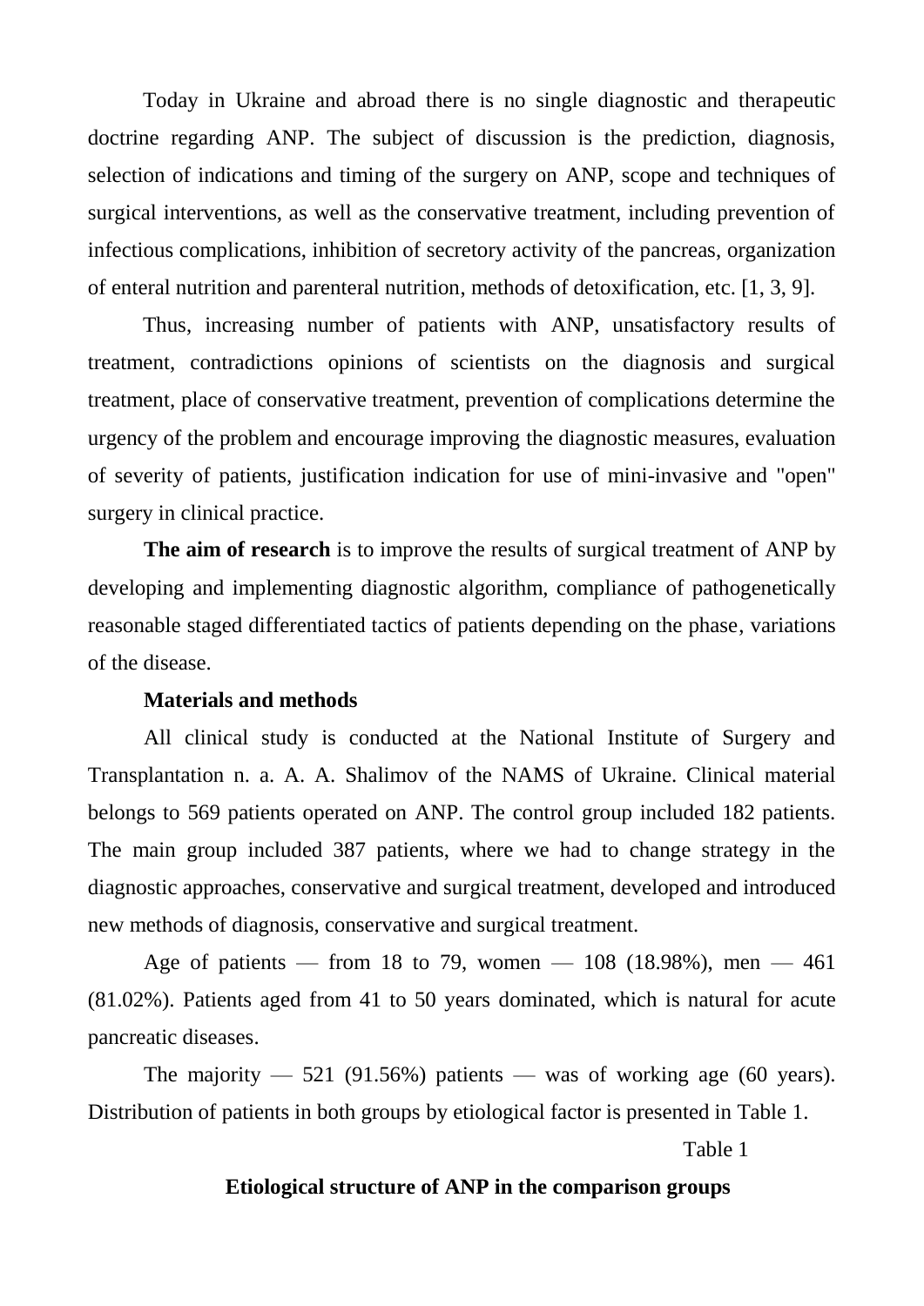Today in Ukraine and abroad there is no single diagnostic and therapeutic doctrine regarding ANP. The subject of discussion is the prediction, diagnosis, selection of indications and timing of the surgery on ANP, scope and techniques of surgical interventions, as well as the conservative treatment, including prevention of infectious complications, inhibition of secretory activity of the pancreas, organization of enteral nutrition and parenteral nutrition, methods of detoxification, etc. [1, 3, 9].

Thus, increasing number of patients with ANP, unsatisfactory results of treatment, contradictions opinions of scientists on the diagnosis and surgical treatment, place of conservative treatment, prevention of complications determine the urgency of the problem and encourage improving the diagnostic measures, evaluation of severity of patients, justification indication for use of mini-invasive and "open" surgery in clinical practice.

**The aim of research** is to improve the results of surgical treatment of ANP by developing and implementing diagnostic algorithm, compliance of pathogenetically reasonable staged differentiated tactics of patients depending on the phase, variations of the disease.

**Materials and methods**

All clinical study is conducted at the National Institute of Surgery and Transplantation n. a. A. A. Shalimov of the NAMS of Ukraine. Clinical material belongs to 569 patients operated on ANP. The control group included 182 patients. The main group included 387 patients, where we had to change strategy in the diagnostic approaches, conservative and surgical treatment, developed and introduced new methods of diagnosis, conservative and surgical treatment.

Age of patients — from 18 to 79, women — 108 (18.98%), men — 461 (81.02%). Patients aged from 41 to 50 years dominated, which is natural for acute pancreatic diseases.

The majority — 521 (91.56%) patients — was of working age (60 years). Distribution of patients in both groups by etiological factor is presented in Table 1.

Table 1

**Etiological structure of ANP in the comparison groups**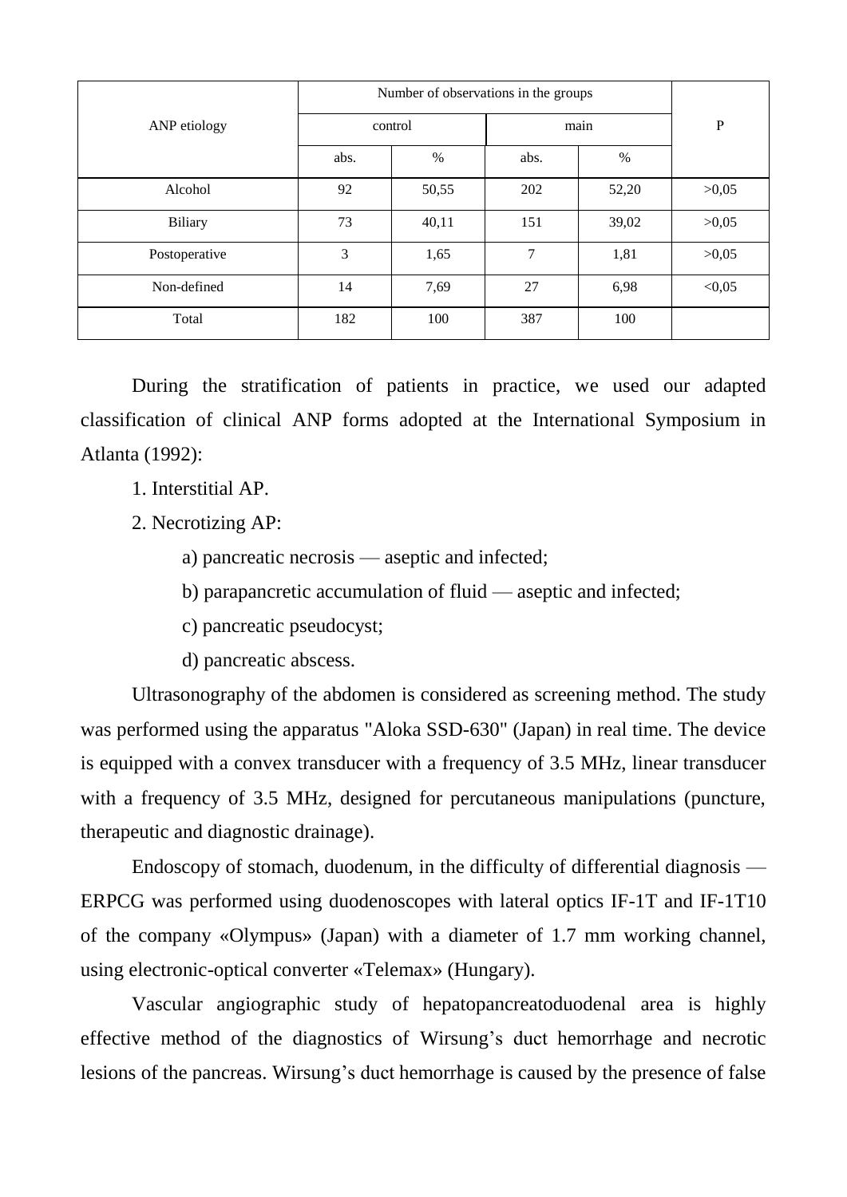| ANP etiology | Number of observations in the groups | | | | P |
|---|---|---|---|---|---|
| | control | | main | | |
| | abs. | % | abs. | % | |
| Alcohol | 92 | 50,55 | 202 | 52,20 | >0,05 |
| Biliary | 73 | 40,11 | 151 | 39,02 | >0,05 |
| Postoperative | 3 | 1,65 | 7 | 1,81 | >0,05 |
| Non-defined | 14 | 7,69 | 27 | 6,98 | <0,05 |
| Total | 182 | 100 | 387 | 100 | |

During the stratification of patients in practice, we used our adapted classification of clinical ANP forms adopted at the International Symposium in Atlanta (1992):

1. Interstitial AP.
2. Necrotizing AP:
   a) pancreatic necrosis — aseptic and infected;
   b) parapancretic accumulation of fluid — aseptic and infected;
   c) pancreatic pseudocyst;
   d) pancreatic abscess.

Ultrasonography of the abdomen is considered as screening method. The study was performed using the apparatus "Aloka SSD-630" (Japan) in real time. The device is equipped with a convex transducer with a frequency of 3.5 MHz, linear transducer with a frequency of 3.5 MHz, designed for percutaneous manipulations (puncture, therapeutic and diagnostic drainage).

Endoscopy of stomach, duodenum, in the difficulty of differential diagnosis — ERPCG was performed using duodenoscopes with lateral optics IF-1T and IF-1T10 of the company «Olympus» (Japan) with a diameter of 1.7 mm working channel, using electronic-optical converter «Telemax» (Hungary).

Vascular angiographic study of hepatopancreatoduodenal area is highly effective method of the diagnostics of Wirsung's duct hemorrhage and necrotic lesions of the pancreas. Wirsung's duct hemorrhage is caused by the presence of false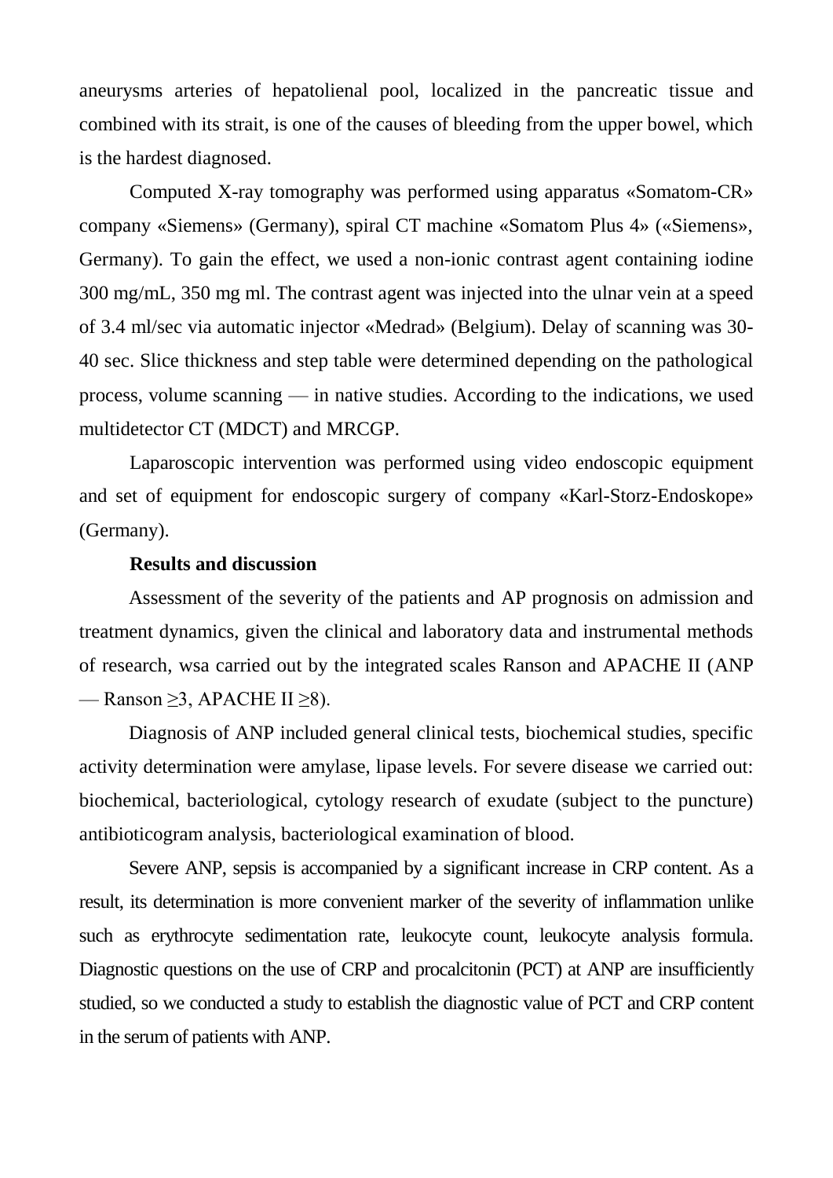aneurysms arteries of hepatolienal pool, localized in the pancreatic tissue and combined with its strait, is one of the causes of bleeding from the upper bowel, which is the hardest diagnosed.

Computed X-ray tomography was performed using apparatus «Somatom-CR» company «Siemens» (Germany), spiral CT machine «Somatom Plus 4» («Siemens», Germany). To gain the effect, we used a non-ionic contrast agent containing iodine 300 mg/mL, 350 mg ml. The contrast agent was injected into the ulnar vein at a speed of 3.4 ml/sec via automatic injector «Medrad» (Belgium). Delay of scanning was 30-40 sec. Slice thickness and step table were determined depending on the pathological process, volume scanning — in native studies. According to the indications, we used multidetector CT (MDCT) and MRCGP.

Laparoscopic intervention was performed using video endoscopic equipment and set of equipment for endoscopic surgery of company «Karl-Storz-Endoskope» (Germany).

**Results and discussion**

Assessment of the severity of the patients and AP prognosis on admission and treatment dynamics, given the clinical and laboratory data and instrumental methods of research, wsa carried out by the integrated scales Ranson and APACHE II (ANP — Ranson $\geq 3$, APACHE II $\geq 8$).

Diagnosis of ANP included general clinical tests, biochemical studies, specific activity determination were amylase, lipase levels. For severe disease we carried out: biochemical, bacteriological, cytology research of exudate (subject to the puncture) antibioticogram analysis, bacteriological examination of blood.

Severe ANP, sepsis is accompanied by a significant increase in CRP content. As a result, its determination is more convenient marker of the severity of inflammation unlike such as erythrocyte sedimentation rate, leukocyte count, leukocyte analysis formula. Diagnostic questions on the use of CRP and procalcitonin (PCT) at ANP are insufficiently studied, so we conducted a study to establish the diagnostic value of PCT and CRP content in the serum of patients with ANP.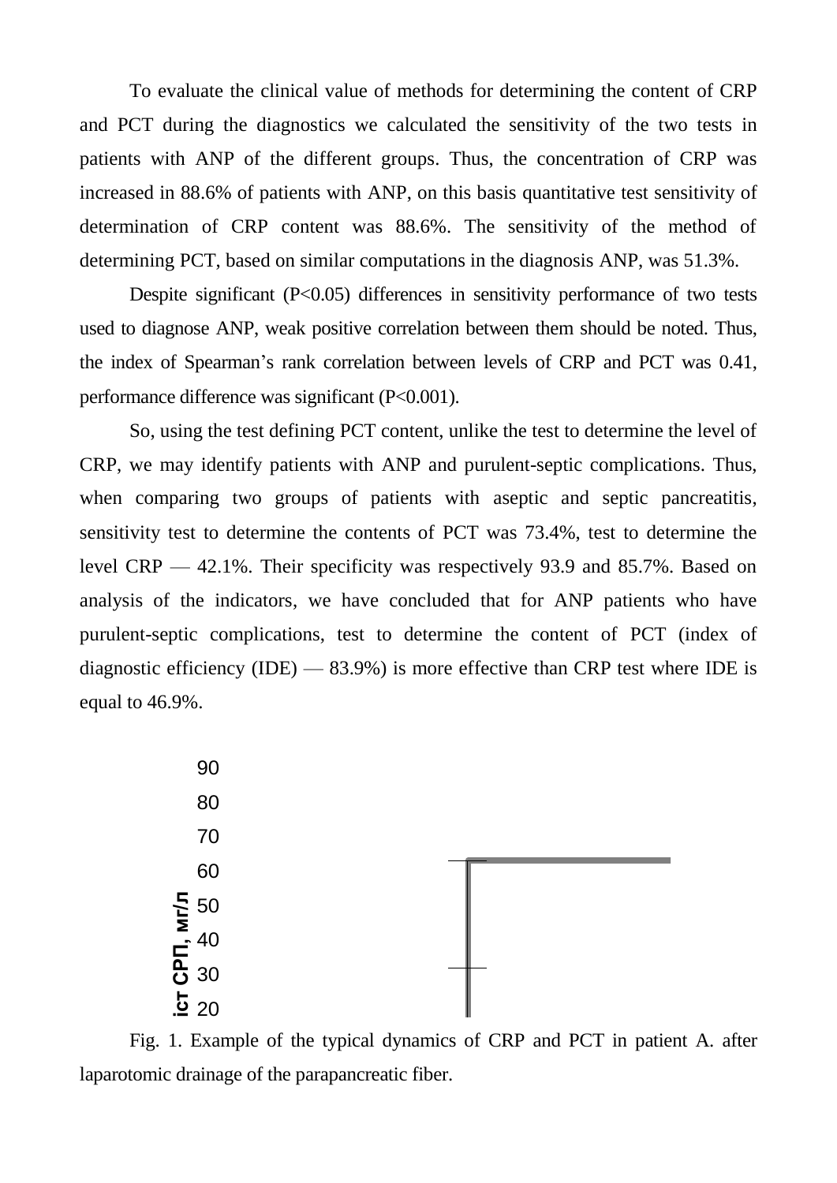To evaluate the clinical value of methods for determining the content of CRP and PCT during the diagnostics we calculated the sensitivity of the two tests in patients with ANP of the different groups. Thus, the concentration of CRP was increased in 88.6% of patients with ANP, on this basis quantitative test sensitivity of determination of CRP content was 88.6%. The sensitivity of the method of determining PCT, based on similar computations in the diagnosis ANP, was 51.3%.

Despite significant ($P<0.05$) differences in sensitivity performance of two tests used to diagnose ANP, weak positive correlation between them should be noted. Thus, the index of Spearman's rank correlation between levels of CRP and PCT was 0.41, performance difference was significant ($P<0.001$).

So, using the test defining PCT content, unlike the test to determine the level of CRP, we may identify patients with ANP and purulent-septic complications. Thus, when comparing two groups of patients with aseptic and septic pancreatitis, sensitivity test to determine the contents of PCT was 73.4%, test to determine the level CRP — 42.1%. Their specificity was respectively 93.9 and 85.7%. Based on analysis of the indicators, we have concluded that for ANP patients who have purulent-septic complications, test to determine the content of PCT (index of diagnostic efficiency (IDE) — 83.9%) is more effective than CRP test where IDE is equal to 46.9%.

Fig. 1. Example of the typical dynamics of CRP and PCT in patient A. after laparotomic drainage of the parapancreatic fiber.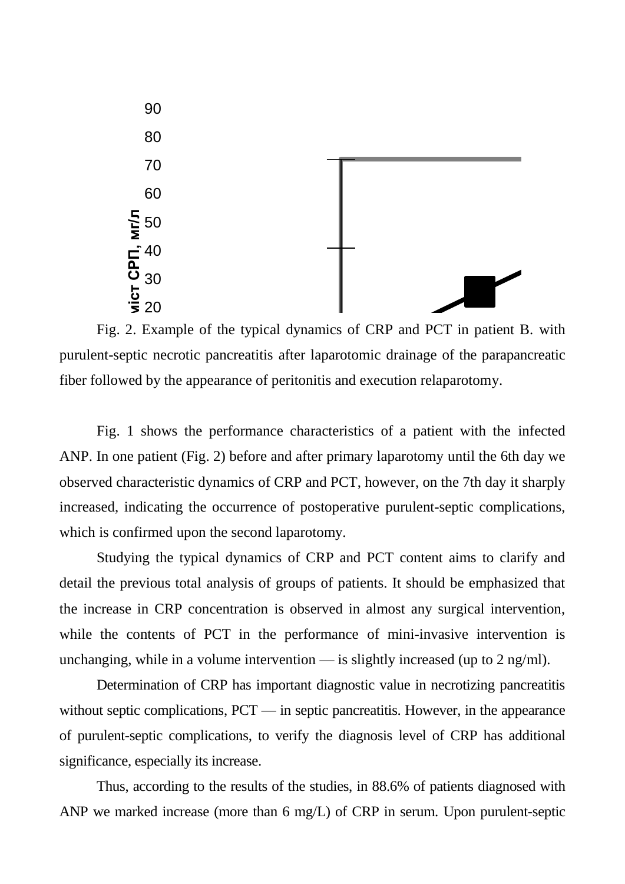Fig. 2. Example of the typical dynamics of CRP and PCT in patient B. with purulent-septic necrotic pancreatitis after laparotomic drainage of the parapancreatic fiber followed by the appearance of peritonitis and execution relaparotomy.

Fig. 1 shows the performance characteristics of a patient with the infected ANP. In one patient (Fig. 2) before and after primary laparotomy until the 6th day we observed characteristic dynamics of CRP and PCT, however, on the 7th day it sharply increased, indicating the occurrence of postoperative purulent-septic complications, which is confirmed upon the second laparotomy.

Studying the typical dynamics of CRP and PCT content aims to clarify and detail the previous total analysis of groups of patients. It should be emphasized that the increase in CRP concentration is observed in almost any surgical intervention, while the contents of PCT in the performance of mini-invasive intervention is unchanging, while in a volume intervention — is slightly increased (up to 2 ng/ml).

Determination of CRP has important diagnostic value in necrotizing pancreatitis without septic complications, PCT — in septic pancreatitis. However, in the appearance of purulent-septic complications, to verify the diagnosis level of CRP has additional significance, especially its increase.

Thus, according to the results of the studies, in 88.6% of patients diagnosed with ANP we marked increase (more than 6 mg/L) of CRP in serum. Upon purulent-septic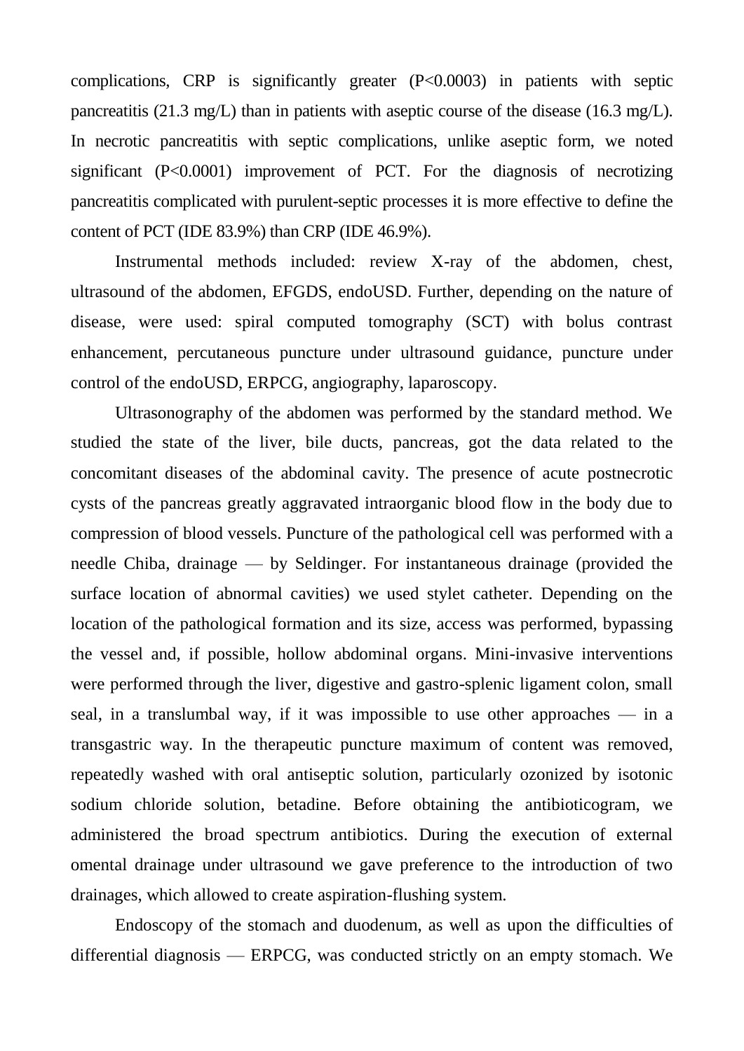complications, CRP is significantly greater ($P<0.0003$) in patients with septic pancreatitis (21.3 mg/L) than in patients with aseptic course of the disease (16.3 mg/L). In necrotic pancreatitis with septic complications, unlike aseptic form, we noted significant ($P<0.0001$) improvement of PCT. For the diagnosis of necrotizing pancreatitis complicated with purulent-septic processes it is more effective to define the content of PCT (IDE 83.9%) than CRP (IDE 46.9%).

Instrumental methods included: review X-ray of the abdomen, chest, ultrasound of the abdomen, EFGDS, endoUSD. Further, depending on the nature of disease, were used: spiral computed tomography (SCT) with bolus contrast enhancement, percutaneous puncture under ultrasound guidance, puncture under control of the endoUSD, ERPCG, angiography, laparoscopy.

Ultrasonography of the abdomen was performed by the standard method. We studied the state of the liver, bile ducts, pancreas, got the data related to the concomitant diseases of the abdominal cavity. The presence of acute postnecrotic cysts of the pancreas greatly aggravated intraorganic blood flow in the body due to compression of blood vessels. Puncture of the pathological cell was performed with a needle Chiba, drainage — by Seldinger. For instantaneous drainage (provided the surface location of abnormal cavities) we used stylet catheter. Depending on the location of the pathological formation and its size, access was performed, bypassing the vessel and, if possible, hollow abdominal organs. Mini-invasive interventions were performed through the liver, digestive and gastro-splenic ligament colon, small seal, in a translumbal way, if it was impossible to use other approaches — in a transgastric way. In the therapeutic puncture maximum of content was removed, repeatedly washed with oral antiseptic solution, particularly ozonized by isotonic sodium chloride solution, betadine. Before obtaining the antibioticogram, we administered the broad spectrum antibiotics. During the execution of external omental drainage under ultrasound we gave preference to the introduction of two drainages, which allowed to create aspiration-flushing system.

Endoscopy of the stomach and duodenum, as well as upon the difficulties of differential diagnosis — ERPCG, was conducted strictly on an empty stomach. We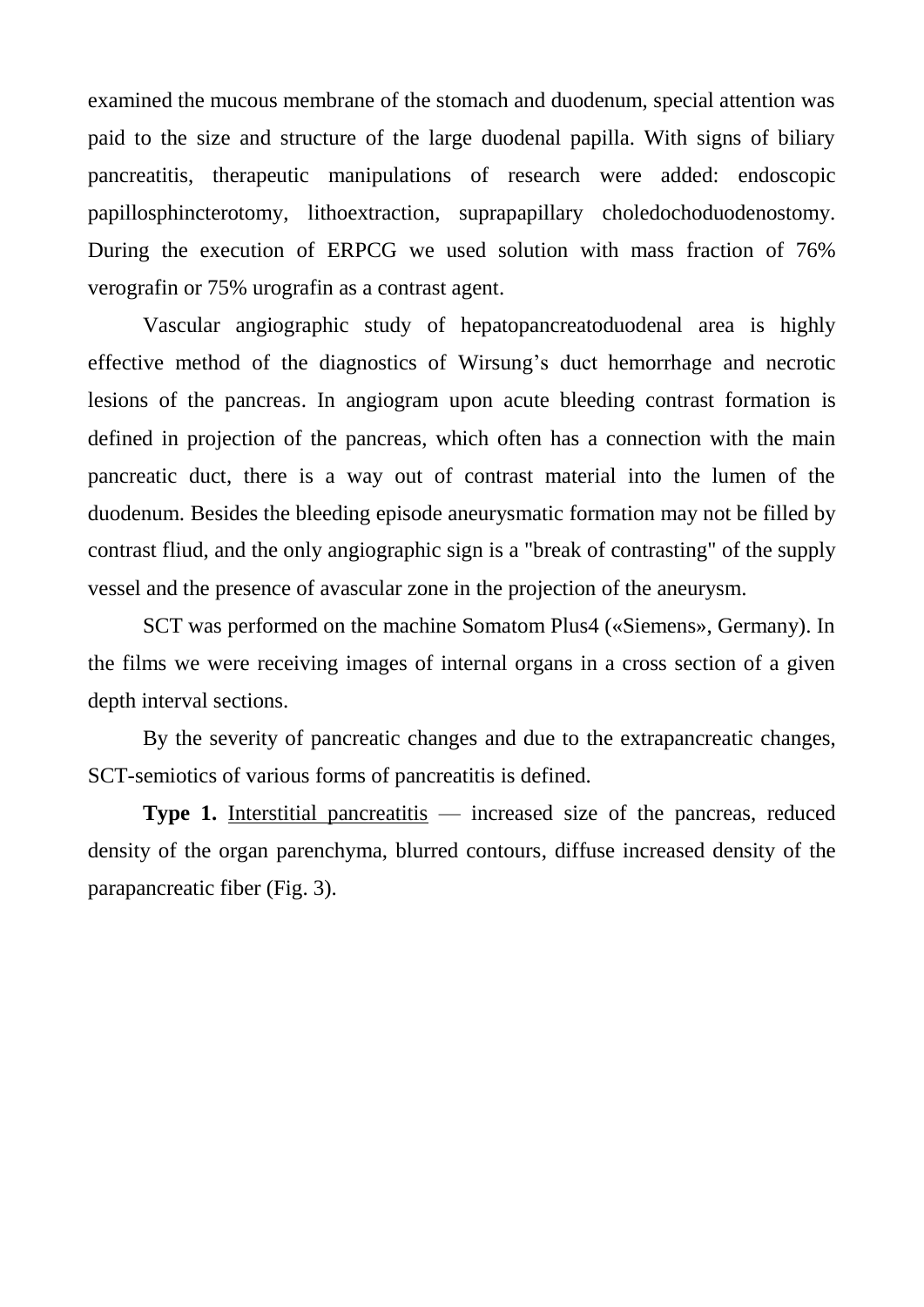examined the mucous membrane of the stomach and duodenum, special attention was paid to the size and structure of the large duodenal papilla. With signs of biliary pancreatitis, therapeutic manipulations of research were added: endoscopic papillosphincterotomy, lithoextraction, suprapapillary choledochoduodenostomy. During the execution of ERPCG we used solution with mass fraction of 76% verografin or 75% urografin as a contrast agent.

Vascular angiographic study of hepatopancreatoduodenal area is highly effective method of the diagnostics of Wirsung's duct hemorrhage and necrotic lesions of the pancreas. In angiogram upon acute bleeding contrast formation is defined in projection of the pancreas, which often has a connection with the main pancreatic duct, there is a way out of contrast material into the lumen of the duodenum. Besides the bleeding episode aneurysmatic formation may not be filled by contrast fliud, and the only angiographic sign is a "break of contrasting" of the supply vessel and the presence of avascular zone in the projection of the aneurysm.

SCT was performed on the machine Somatom Plus4 («Siemens», Germany). In the films we were receiving images of internal organs in a cross section of a given depth interval sections.

By the severity of pancreatic changes and due to the extrapancreatic changes, SCT-semiotics of various forms of pancreatitis is defined.

**Type 1.** Interstitial pancreatitis — increased size of the pancreas, reduced density of the organ parenchyma, blurred contours, diffuse increased density of the parapancreatic fiber (Fig. 3).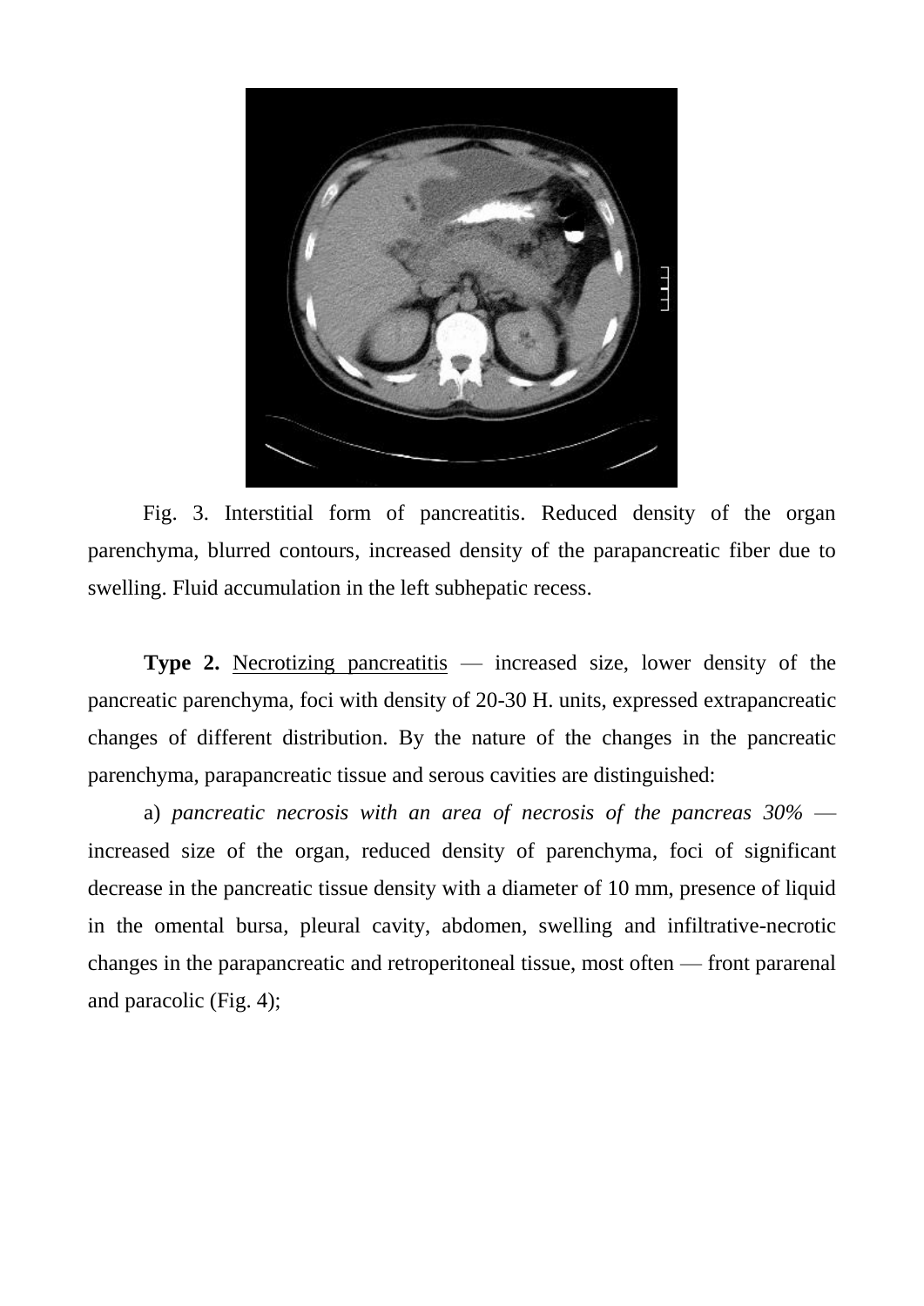Fig. 3. Interstitial form of pancreatitis. Reduced density of the organ parenchyma, blurred contours, increased density of the parapancreatic fiber due to swelling. Fluid accumulation in the left subhepatic recess.

**Type 2.** Necrotizing pancreatitis — increased size, lower density of the pancreatic parenchyma, foci with density of 20-30 H. units, expressed extrapancreatic changes of different distribution. By the nature of the changes in the pancreatic parenchyma, parapancreatic tissue and serous cavities are distinguished:

a) *pancreatic necrosis with an area of necrosis of the pancreas 30%* — increased size of the organ, reduced density of parenchyma, foci of significant decrease in the pancreatic tissue density with a diameter of 10 mm, presence of liquid in the omental bursa, pleural cavity, abdomen, swelling and infiltrative-necrotic changes in the parapancreatic and retroperitoneal tissue, most often — front pararenal and paracolic (Fig. 4);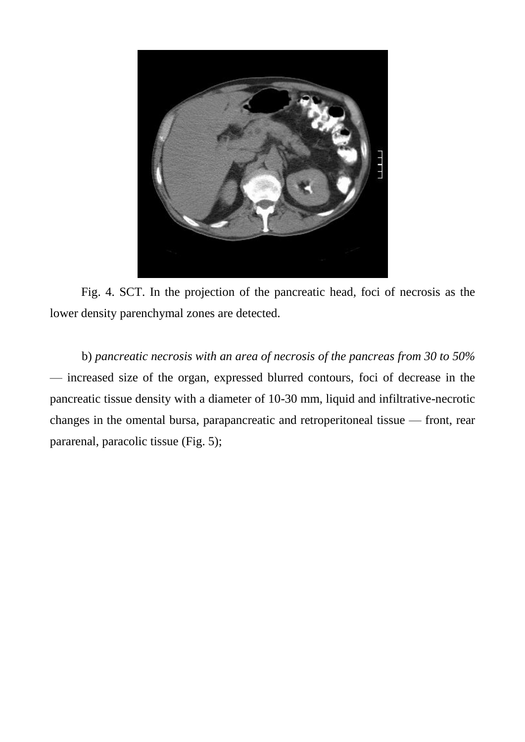Fig. 4. SCT. In the projection of the pancreatic head, foci of necrosis as the lower density parenchymal zones are detected.

b) *pancreatic necrosis with an area of necrosis of the pancreas from 30 to 50%* — increased size of the organ, expressed blurred contours, foci of decrease in the pancreatic tissue density with a diameter of 10-30 mm, liquid and infiltrative-necrotic changes in the omental bursa, parapancreatic and retroperitoneal tissue — front, rear pararenal, paracolic tissue (Fig. 5);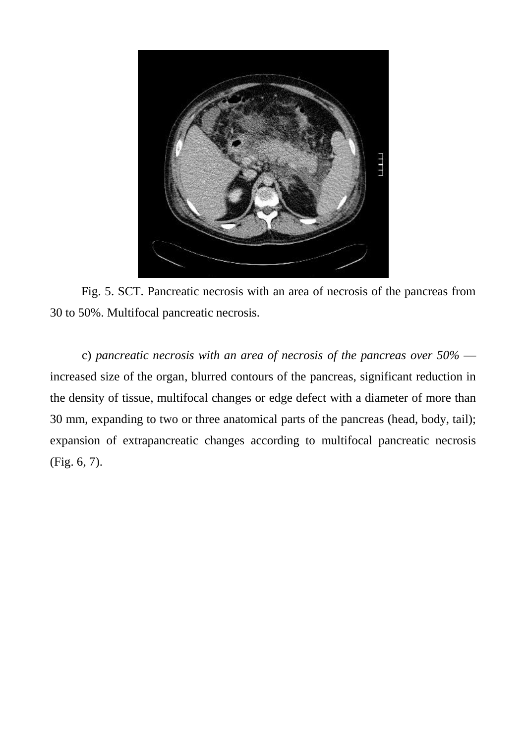Fig. 5. SCT. Pancreatic necrosis with an area of necrosis of the pancreas from 30 to 50%. Multifocal pancreatic necrosis.

c) *pancreatic necrosis with an area of necrosis of the pancreas over 50%* — increased size of the organ, blurred contours of the pancreas, significant reduction in the density of tissue, multifocal changes or edge defect with a diameter of more than 30 mm, expanding to two or three anatomical parts of the pancreas (head, body, tail); expansion of extrapancreatic changes according to multifocal pancreatic necrosis (Fig. 6, 7).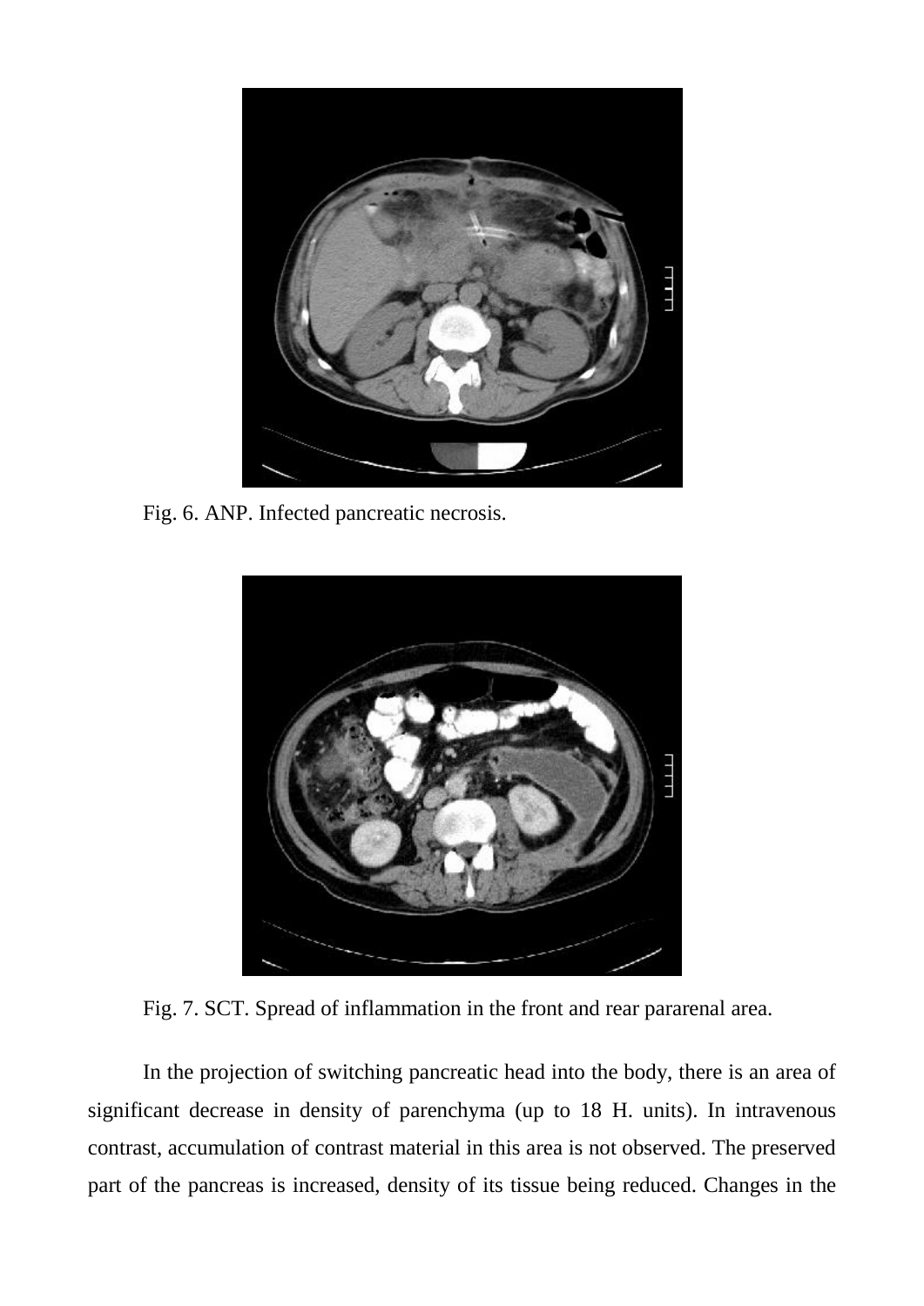Fig. 6. ANP. Infected pancreatic necrosis.

Fig. 7. SCT. Spread of inflammation in the front and rear pararenal area.

In the projection of switching pancreatic head into the body, there is an area of significant decrease in density of parenchyma (up to 18 H. units). In intravenous contrast, accumulation of contrast material in this area is not observed. The preserved part of the pancreas is increased, density of its tissue being reduced. Changes in the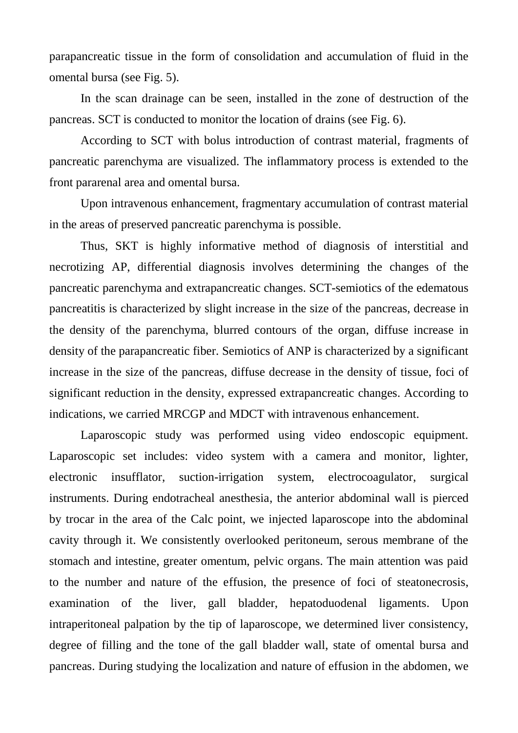parapancreatic tissue in the form of consolidation and accumulation of fluid in the omental bursa (see Fig. 5).

In the scan drainage can be seen, installed in the zone of destruction of the pancreas. SCT is conducted to monitor the location of drains (see Fig. 6).

According to SCT with bolus introduction of contrast material, fragments of pancreatic parenchyma are visualized. The inflammatory process is extended to the front pararenal area and omental bursa.

Upon intravenous enhancement, fragmentary accumulation of contrast material in the areas of preserved pancreatic parenchyma is possible.

Thus, SKT is highly informative method of diagnosis of interstitial and necrotizing AP, differential diagnosis involves determining the changes of the pancreatic parenchyma and extrapancreatic changes. SCT-semiotics of the edematous pancreatitis is characterized by slight increase in the size of the pancreas, decrease in the density of the parenchyma, blurred contours of the organ, diffuse increase in density of the parapancreatic fiber. Semiotics of ANP is characterized by a significant increase in the size of the pancreas, diffuse decrease in the density of tissue, foci of significant reduction in the density, expressed extrapancreatic changes. According to indications, we carried MRCGP and MDCT with intravenous enhancement.

Laparoscopic study was performed using video endoscopic equipment. Laparoscopic set includes: video system with a camera and monitor, lighter, electronic insufflator, suction-irrigation system, electrocoagulator, surgical instruments. During endotracheal anesthesia, the anterior abdominal wall is pierced by trocar in the area of the Calc point, we injected laparoscope into the abdominal cavity through it. We consistently overlooked peritoneum, serous membrane of the stomach and intestine, greater omentum, pelvic organs. The main attention was paid to the number and nature of the effusion, the presence of foci of steatonecrosis, examination of the liver, gall bladder, hepatoduodenal ligaments. Upon intraperitoneal palpation by the tip of laparoscope, we determined liver consistency, degree of filling and the tone of the gall bladder wall, state of omental bursa and pancreas. During studying the localization and nature of effusion in the abdomen, we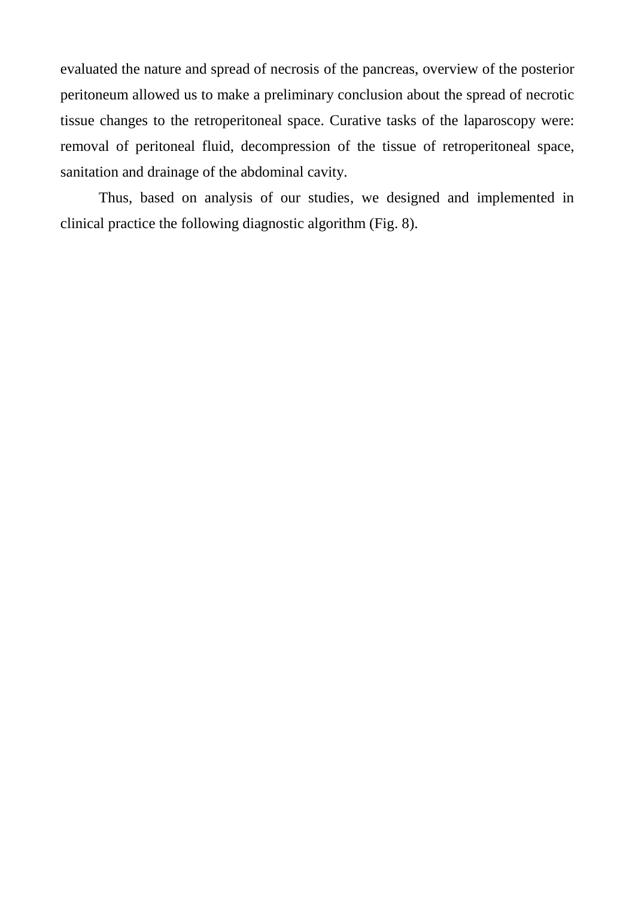evaluated the nature and spread of necrosis of the pancreas, overview of the posterior peritoneum allowed us to make a preliminary conclusion about the spread of necrotic tissue changes to the retroperitoneal space. Curative tasks of the laparoscopy were: removal of peritoneal fluid, decompression of the tissue of retroperitoneal space, sanitation and drainage of the abdominal cavity.

Thus, based on analysis of our studies, we designed and implemented in clinical practice the following diagnostic algorithm (Fig. 8).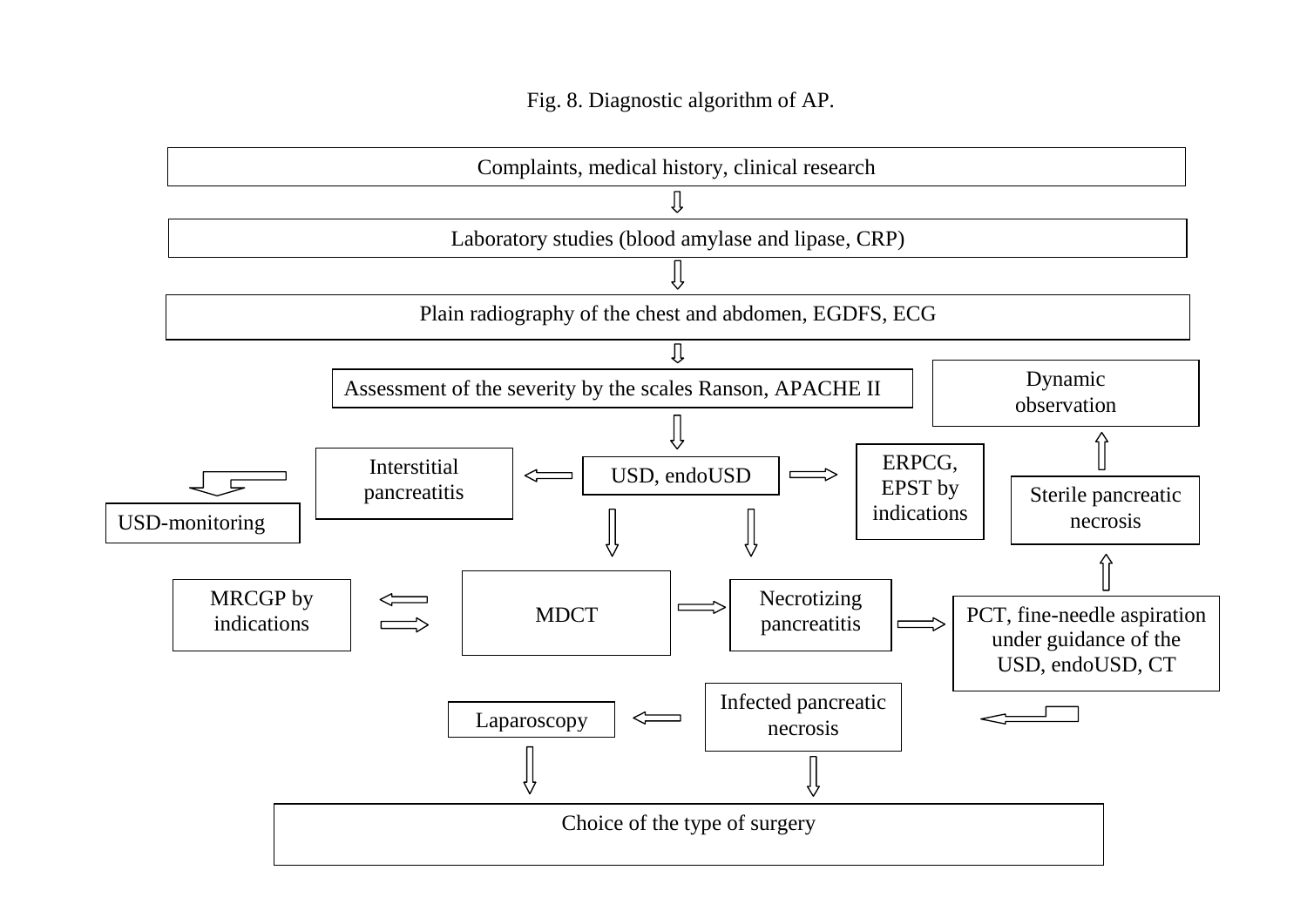Fig. 8. Diagnostic algorithm of AP.

Complaints, medical history, clinical research

↓

Laboratory studies (blood amylase and lipase, CRP)

↓

Plain radiography of the chest and abdomen, EGDFS, ECG

↓

Assessment of the severity by the scales Ranson, APACHE II

↓

USD, endoUSD

- ← Interstitial pancreatitis → USD-monitoring
- → ERPCG, EPST by indications
- ↓ MDCT
  - ⇄ MRCGP by indications
  - → Necrotizing pancreatitis → PCT, fine-needle aspiration under guidance of the USD, endoUSD, CT
    - ↑ Sterile pancreatic necrosis → Dynamic observation
    - ← Infected pancreatic necrosis
      - ← Laparoscopy → Choice of the type of surgery
      - ↓ Choice of the type of surgery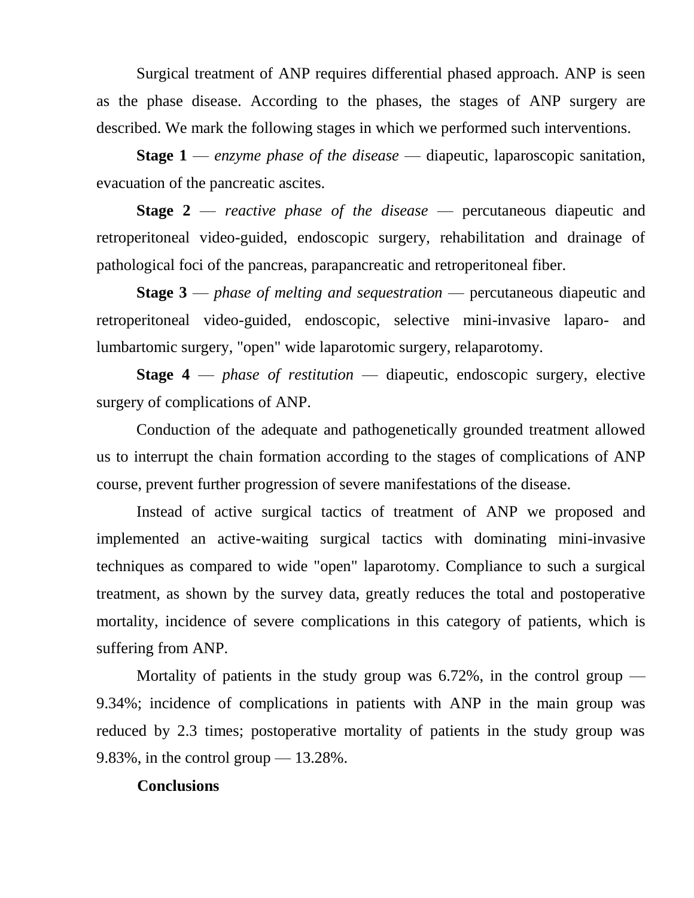Surgical treatment of ANP requires differential phased approach. ANP is seen as the phase disease. According to the phases, the stages of ANP surgery are described. We mark the following stages in which we performed such interventions.

**Stage 1** — *enzyme phase of the disease* — diapeutic, laparoscopic sanitation, evacuation of the pancreatic ascites.

**Stage 2** — *reactive phase of the disease* — percutaneous diapeutic and retroperitoneal video-guided, endoscopic surgery, rehabilitation and drainage of pathological foci of the pancreas, parapancreatic and retroperitoneal fiber.

**Stage 3** — *phase of melting and sequestration* — percutaneous diapeutic and retroperitoneal video-guided, endoscopic, selective mini-invasive laparo- and lumbartomic surgery, "open" wide laparotomic surgery, relaparotomy.

**Stage 4** — *phase of restitution* — diapeutic, endoscopic surgery, elective surgery of complications of ANP.

Conduction of the adequate and pathogenetically grounded treatment allowed us to interrupt the chain formation according to the stages of complications of ANP course, prevent further progression of severe manifestations of the disease.

Instead of active surgical tactics of treatment of ANP we proposed and implemented an active-waiting surgical tactics with dominating mini-invasive techniques as compared to wide "open" laparotomy. Compliance to such a surgical treatment, as shown by the survey data, greatly reduces the total and postoperative mortality, incidence of severe complications in this category of patients, which is suffering from ANP.

Mortality of patients in the study group was 6.72%, in the control group — 9.34%; incidence of complications in patients with ANP in the main group was reduced by 2.3 times; postoperative mortality of patients in the study group was 9.83%, in the control group — 13.28%.

**Conclusions**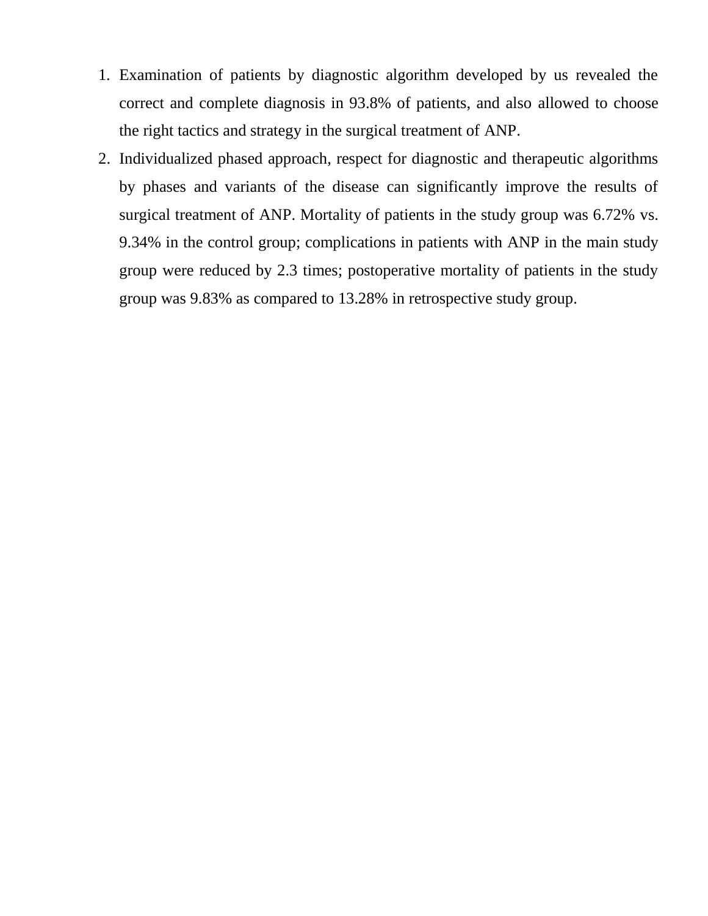1. Examination of patients by diagnostic algorithm developed by us revealed the correct and complete diagnosis in 93.8% of patients, and also allowed to choose the right tactics and strategy in the surgical treatment of ANP.
2. Individualized phased approach, respect for diagnostic and therapeutic algorithms by phases and variants of the disease can significantly improve the results of surgical treatment of ANP. Mortality of patients in the study group was 6.72% vs. 9.34% in the control group; complications in patients with ANP in the main study group were reduced by 2.3 times; postoperative mortality of patients in the study group was 9.83% as compared to 13.28% in retrospective study group.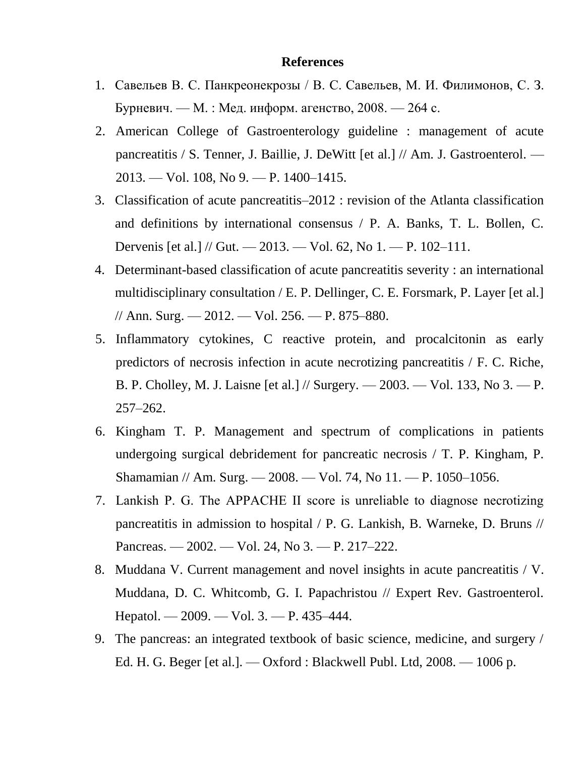**References**

1. Савельев В. С. Панкреонекрозы / В. С. Савельев, М. И. Филимонов, С. З. Бурневич. — М. : Мед. информ. агенство, 2008. — 264 с.
2. American College of Gastroenterology guideline : management of acute pancreatitis / S. Tenner, J. Baillie, J. DeWitt [et al.] // Am. J. Gastroenterol. — 2013. — Vol. 108, No 9. — P. 1400–1415.
3. Classification of acute pancreatitis–2012 : revision of the Atlanta classification and definitions by international consensus / P. A. Banks, T. L. Bollen, C. Dervenis [et al.] // Gut. — 2013. — Vol. 62, No 1. — P. 102–111.
4. Determinant-based classification of acute pancreatitis severity : an international multidisciplinary consultation / E. P. Dellinger, C. E. Forsmark, P. Layer [et al.] // Ann. Surg. — 2012. — Vol. 256. — P. 875–880.
5. Inflammatory cytokines, C reactive protein, and procalcitonin as early predictors of necrosis infection in acute necrotizing pancreatitis / F. C. Riche, B. P. Cholley, M. J. Laisne [et al.] // Surgery. — 2003. — Vol. 133, No 3. — P. 257–262.
6. Kingham T. P. Management and spectrum of complications in patients undergoing surgical debridement for pancreatic necrosis / T. P. Kingham, P. Shamamian // Am. Surg. — 2008. — Vol. 74, No 11. — P. 1050–1056.
7. Lankish P. G. The APPACHE II score is unreliable to diagnose necrotizing pancreatitis in admission to hospital / P. G. Lankish, B. Warneke, D. Bruns // Pancreas. — 2002. — Vol. 24, No 3. — P. 217–222.
8. Muddana V. Current management and novel insights in acute pancreatitis / V. Muddana, D. C. Whitcomb, G. I. Papachristou // Expert Rev. Gastroenterol. Hepatol. — 2009. — Vol. 3. — P. 435–444.
9. The pancreas: an integrated textbook of basic science, medicine, and surgery / Ed. H. G. Beger [et al.]. — Oxford : Blackwell Publ. Ltd, 2008. — 1006 p.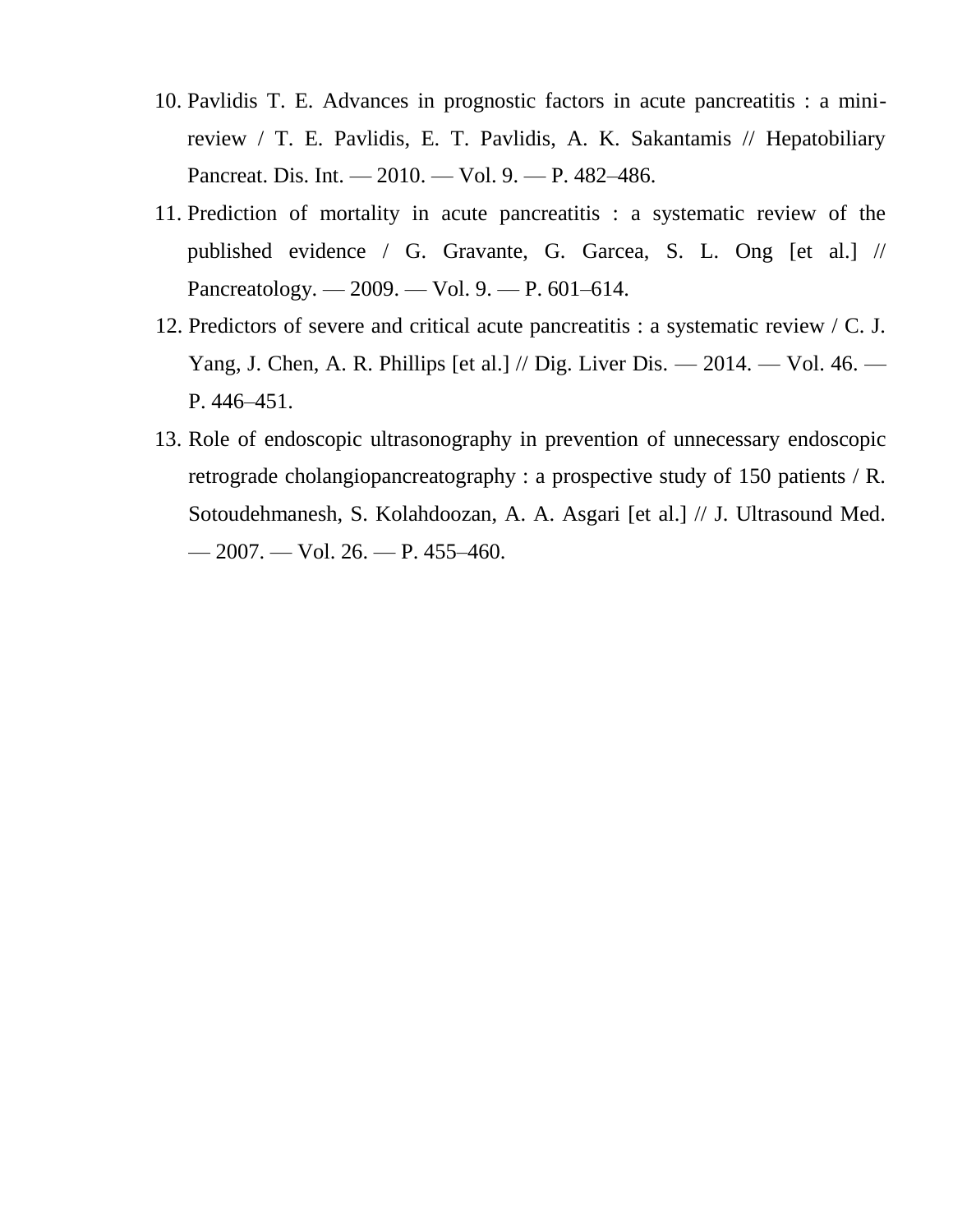10. Pavlidis T. E. Advances in prognostic factors in acute pancreatitis : a mini-review / T. E. Pavlidis, E. T. Pavlidis, A. K. Sakantamis // Hepatobiliary Pancreat. Dis. Int. — 2010. — Vol. 9. — P. 482–486.
11. Prediction of mortality in acute pancreatitis : a systematic review of the published evidence / G. Gravante, G. Garcea, S. L. Ong [et al.] // Pancreatology. — 2009. — Vol. 9. — P. 601–614.
12. Predictors of severe and critical acute pancreatitis : a systematic review / C. J. Yang, J. Chen, A. R. Phillips [et al.] // Dig. Liver Dis. — 2014. — Vol. 46. — P. 446–451.
13. Role of endoscopic ultrasonography in prevention of unnecessary endoscopic retrograde cholangiopancreatography : a prospective study of 150 patients / R. Sotoudehmanesh, S. Kolahdoozan, A. A. Asgari [et al.] // J. Ultrasound Med. — 2007. — Vol. 26. — P. 455–460.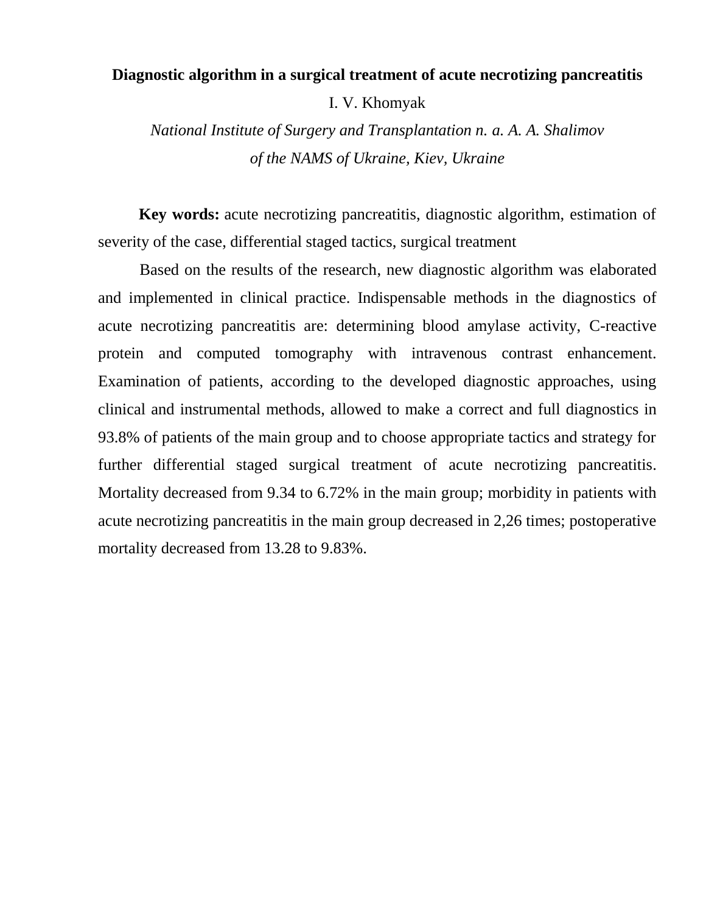## Diagnostic algorithm in a surgical treatment of acute necrotizing pancreatitis

I. V. Khomyak

*National Institute of Surgery and Transplantation n. a. A. A. Shalimov of the NAMS of Ukraine, Kiev, Ukraine*

**Key words:** acute necrotizing pancreatitis, diagnostic algorithm, estimation of severity of the case, differential staged tactics, surgical treatment

Based on the results of the research, new diagnostic algorithm was elaborated and implemented in clinical practice. Indispensable methods in the diagnostics of acute necrotizing pancreatitis are: determining blood amylase activity, C-reactive protein and computed tomography with intravenous contrast enhancement. Examination of patients, according to the developed diagnostic approaches, using clinical and instrumental methods, allowed to make a correct and full diagnostics in 93.8% of patients of the main group and to choose appropriate tactics and strategy for further differential staged surgical treatment of acute necrotizing pancreatitis. Mortality decreased from 9.34 to 6.72% in the main group; morbidity in patients with acute necrotizing pancreatitis in the main group decreased in 2,26 times; postoperative mortality decreased from 13.28 to 9.83%.